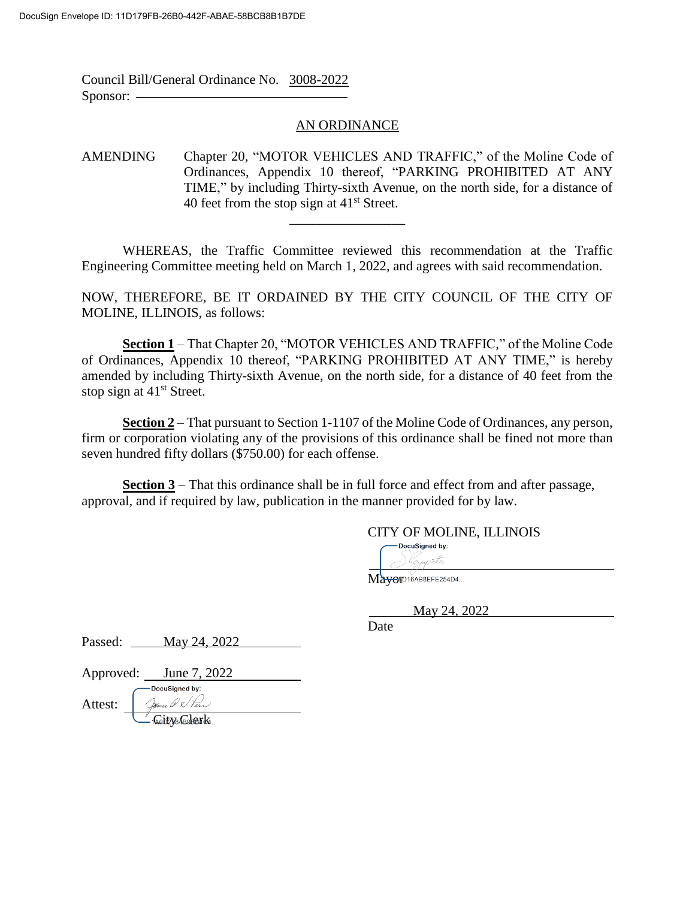Council Bill/General Ordinance No. 3008-2022
Sponsor: ____________________

## AN ORDINANCE

AMENDING Chapter 20, "MOTOR VEHICLES AND TRAFFIC," of the Moline Code of Ordinances, Appendix 10 thereof, "PARKING PROHIBITED AT ANY TIME," by including Thirty-sixth Avenue, on the north side, for a distance of 40 feet from the stop sign at 41st Street.

---

WHEREAS, the Traffic Committee reviewed this recommendation at the Traffic Engineering Committee meeting held on March 1, 2022, and agrees with said recommendation.

NOW, THEREFORE, BE IT ORDAINED BY THE CITY COUNCIL OF THE CITY OF MOLINE, ILLINOIS, as follows:

**Section 1** – That Chapter 20, "MOTOR VEHICLES AND TRAFFIC," of the Moline Code of Ordinances, Appendix 10 thereof, "PARKING PROHIBITED AT ANY TIME," is hereby amended by including Thirty-sixth Avenue, on the north side, for a distance of 40 feet from the stop sign at 41st Street.

**Section 2** – That pursuant to Section 1-1107 of the Moline Code of Ordinances, any person, firm or corporation violating any of the provisions of this ordinance shall be fined not more than seven hundred fifty dollars ($750.00) for each offense.

**Section 3** – That this ordinance shall be in full force and effect from and after passage, approval, and if required by law, publication in the manner provided for by law.

CITY OF MOLINE, ILLINOIS

DocuSigned by:
____________________
Mayor

May 24, 2022
Date

Passed: May 24, 2022

Approved: June 7, 2022

Attest: DocuSigned by:
____________________
City Clerk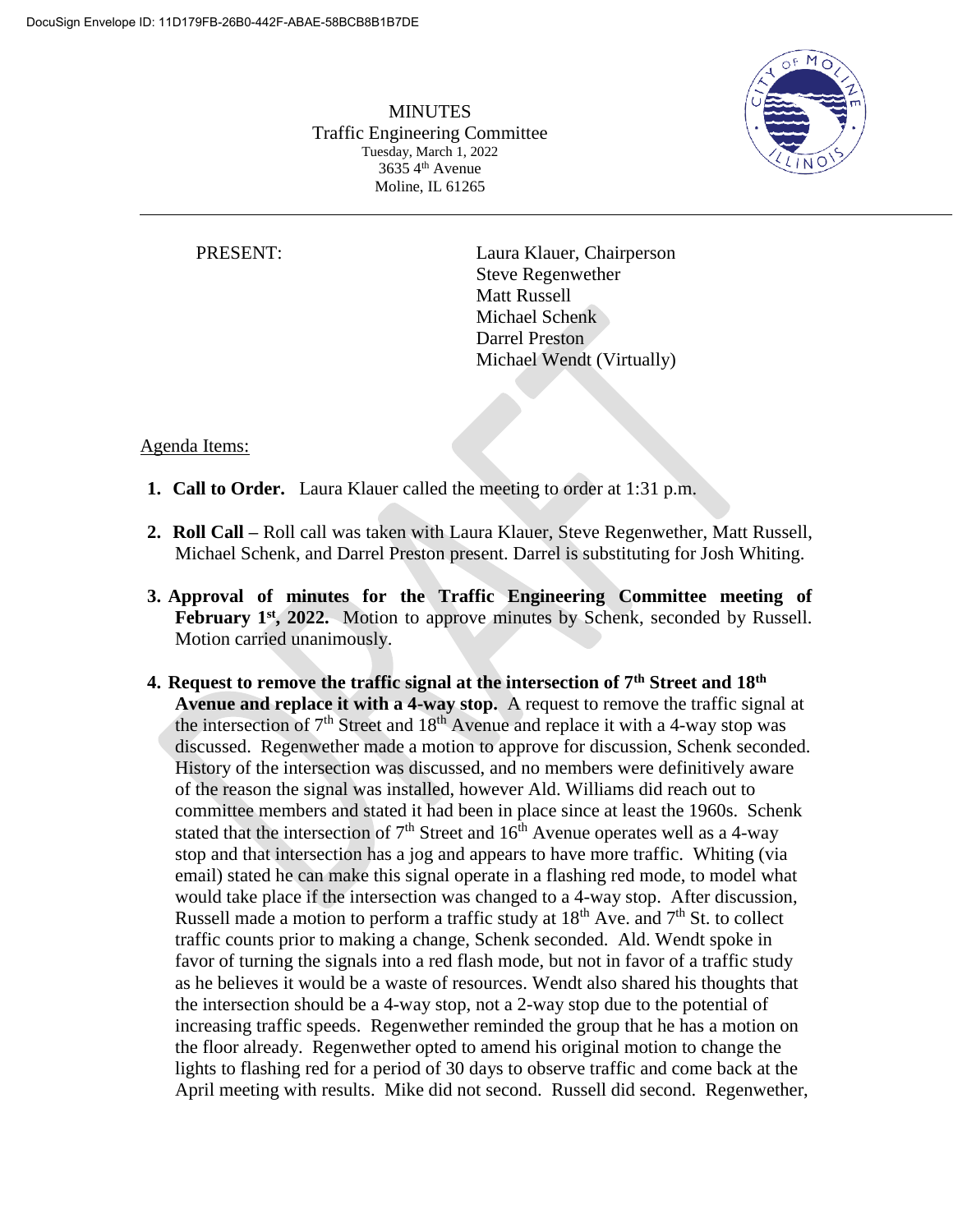DocuSign Envelope ID: 11D179FB-26B0-442F-ABAE-58BCB8B1B7DE

MINUTES
Traffic Engineering Committee
Tuesday, March 1, 2022
3635 4th Avenue
Moline, IL 61265

PRESENT:

Laura Klauer, Chairperson
Steve Regenwether
Matt Russell
Michael Schenk
Darrel Preston
Michael Wendt (Virtually)

Agenda Items:

1. **Call to Order.** Laura Klauer called the meeting to order at 1:31 p.m.

2. **Roll Call –** Roll call was taken with Laura Klauer, Steve Regenwether, Matt Russell, Michael Schenk, and Darrel Preston present. Darrel is substituting for Josh Whiting.

3. **Approval of minutes for the Traffic Engineering Committee meeting of February 1st, 2022.** Motion to approve minutes by Schenk, seconded by Russell. Motion carried unanimously.

4. **Request to remove the traffic signal at the intersection of 7th Street and 18th Avenue and replace it with a 4-way stop.** A request to remove the traffic signal at the intersection of 7th Street and 18th Avenue and replace it with a 4-way stop was discussed. Regenwether made a motion to approve for discussion, Schenk seconded. History of the intersection was discussed, and no members were definitively aware of the reason the signal was installed, however Ald. Williams did reach out to committee members and stated it had been in place since at least the 1960s. Schenk stated that the intersection of 7th Street and 16th Avenue operates well as a 4-way stop and that intersection has a jog and appears to have more traffic. Whiting (via email) stated he can make this signal operate in a flashing red mode, to model what would take place if the intersection was changed to a 4-way stop. After discussion, Russell made a motion to perform a traffic study at 18th Ave. and 7th St. to collect traffic counts prior to making a change, Schenk seconded. Ald. Wendt spoke in favor of turning the signals into a red flash mode, but not in favor of a traffic study as he believes it would be a waste of resources. Wendt also shared his thoughts that the intersection should be a 4-way stop, not a 2-way stop due to the potential of increasing traffic speeds. Regenwether reminded the group that he has a motion on the floor already. Regenwether opted to amend his original motion to change the lights to flashing red for a period of 30 days to observe traffic and come back at the April meeting with results. Mike did not second. Russell did second. Regenwether,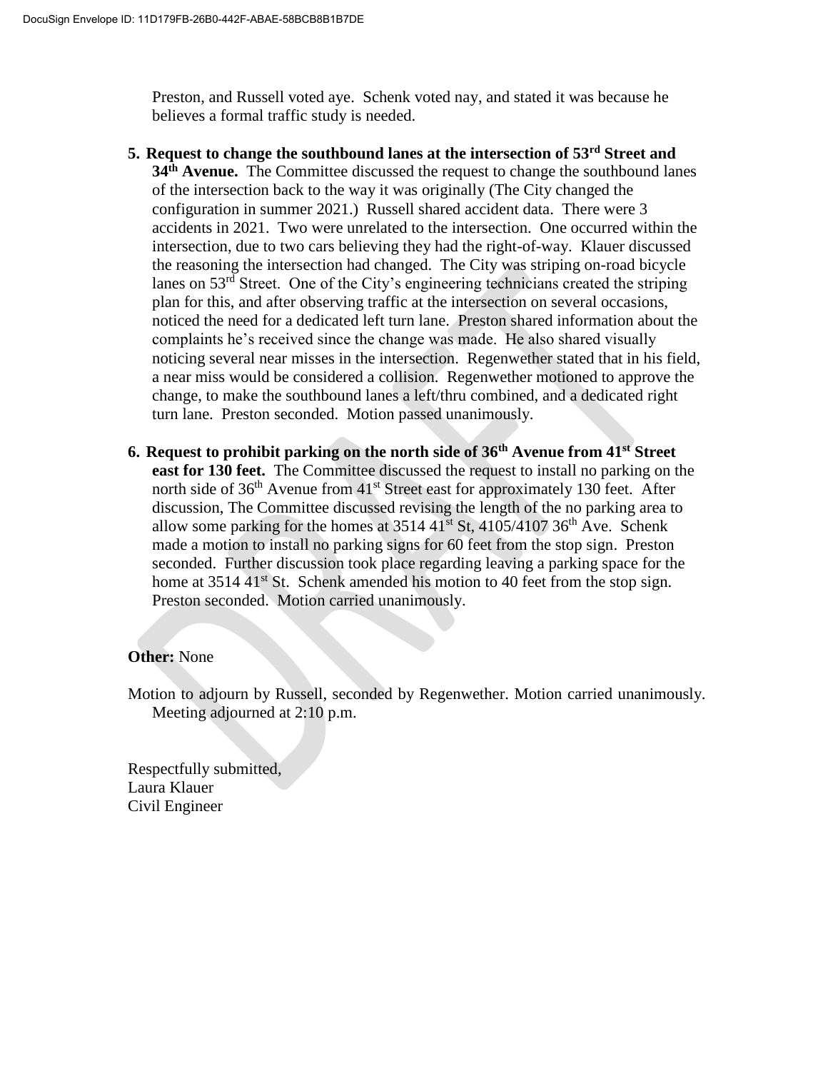Preston, and Russell voted aye. Schenk voted nay, and stated it was because he believes a formal traffic study is needed.

5. **Request to change the southbound lanes at the intersection of 53rd Street and 34th Avenue.** The Committee discussed the request to change the southbound lanes of the intersection back to the way it was originally (The City changed the configuration in summer 2021.) Russell shared accident data. There were 3 accidents in 2021. Two were unrelated to the intersection. One occurred within the intersection, due to two cars believing they had the right-of-way. Klauer discussed the reasoning the intersection had changed. The City was striping on-road bicycle lanes on 53rd Street. One of the City's engineering technicians created the striping plan for this, and after observing traffic at the intersection on several occasions, noticed the need for a dedicated left turn lane. Preston shared information about the complaints he's received since the change was made. He also shared visually noticing several near misses in the intersection. Regenwether stated that in his field, a near miss would be considered a collision. Regenwether motioned to approve the change, to make the southbound lanes a left/thru combined, and a dedicated right turn lane. Preston seconded. Motion passed unanimously.

6. **Request to prohibit parking on the north side of 36th Avenue from 41st Street east for 130 feet.** The Committee discussed the request to install no parking on the north side of 36th Avenue from 41st Street east for approximately 130 feet. After discussion, The Committee discussed revising the length of the no parking area to allow some parking for the homes at 3514 41st St, 4105/4107 36th Ave. Schenk made a motion to install no parking signs for 60 feet from the stop sign. Preston seconded. Further discussion took place regarding leaving a parking space for the home at 3514 41st St. Schenk amended his motion to 40 feet from the stop sign. Preston seconded. Motion carried unanimously.

**Other:** None

Motion to adjourn by Russell, seconded by Regenwether. Motion carried unanimously. Meeting adjourned at 2:10 p.m.

Respectfully submitted,
Laura Klauer
Civil Engineer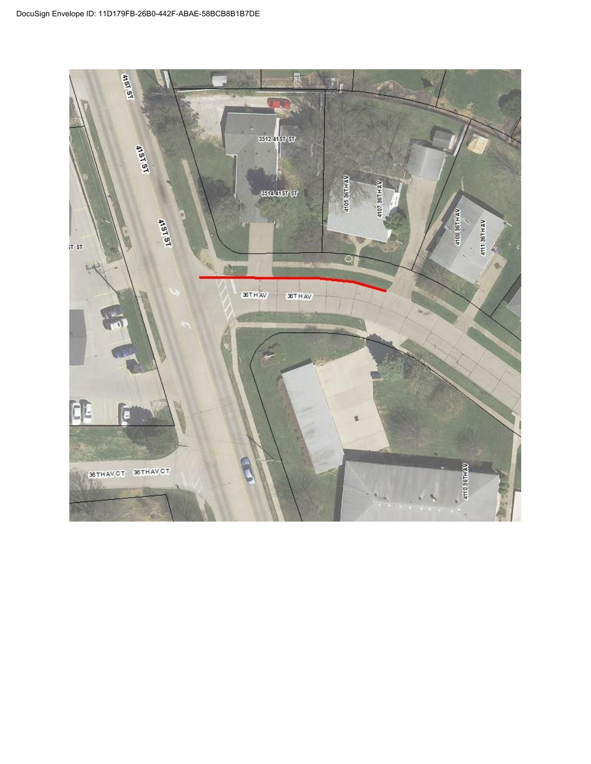DocuSign Envelope ID: 11D179FB-26B0-442F-ABAE-58BCB8B1B7DE

41ST ST

41ST ST

41ST ST

3512 41ST ST

3514 41ST ST

4105 36TH AV

4107 36TH AV

4109 36TH AV

4111 36TH AV

36TH AV

36TH AV

36TH AV CT

36TH AV CT

4110 36TH AV